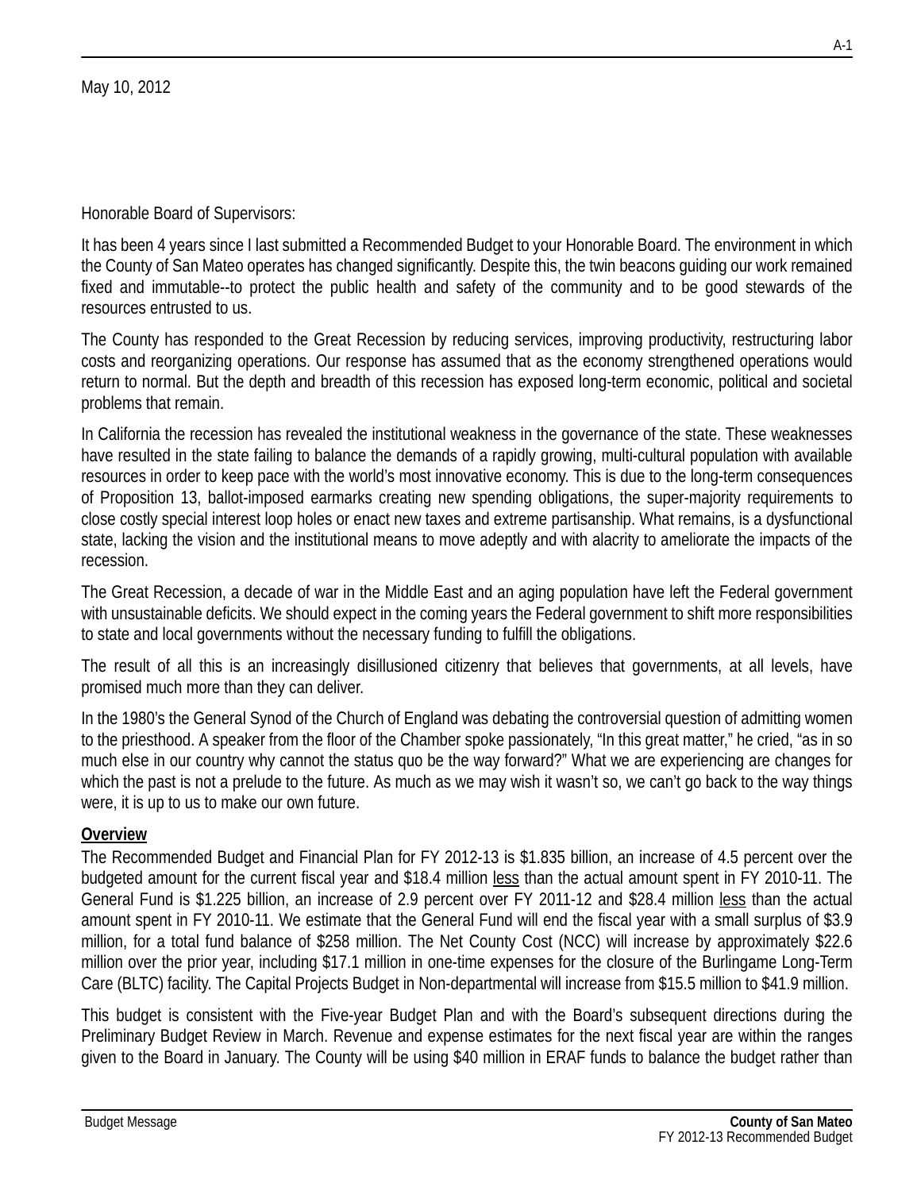May 10, 2012

Honorable Board of Supervisors:

It has been 4 years since I last submitted a Recommended Budget to your Honorable Board. The environment in which the County of San Mateo operates has changed significantly. Despite this, the twin beacons guiding our work remained fixed and immutable--to protect the public health and safety of the community and to be good stewards of the resources entrusted to us.

The County has responded to the Great Recession by reducing services, improving productivity, restructuring labor costs and reorganizing operations. Our response has assumed that as the economy strengthened operations would return to normal. But the depth and breadth of this recession has exposed long-term economic, political and societal problems that remain.

In California the recession has revealed the institutional weakness in the governance of the state. These weaknesses have resulted in the state failing to balance the demands of a rapidly growing, multi-cultural population with available resources in order to keep pace with the world's most innovative economy. This is due to the long-term consequences of Proposition 13, ballot-imposed earmarks creating new spending obligations, the super-majority requirements to close costly special interest loop holes or enact new taxes and extreme partisanship. What remains, is a dysfunctional state, lacking the vision and the institutional means to move adeptly and with alacrity to ameliorate the impacts of the recession.

The Great Recession, a decade of war in the Middle East and an aging population have left the Federal government with unsustainable deficits. We should expect in the coming years the Federal government to shift more responsibilities to state and local governments without the necessary funding to fulfill the obligations.

The result of all this is an increasingly disillusioned citizenry that believes that governments, at all levels, have promised much more than they can deliver.

In the 1980's the General Synod of the Church of England was debating the controversial question of admitting women to the priesthood. A speaker from the floor of the Chamber spoke passionately, "In this great matter," he cried, "as in so much else in our country why cannot the status quo be the way forward?" What we are experiencing are changes for which the past is not a prelude to the future. As much as we may wish it wasn't so, we can't go back to the way things were, it is up to us to make our own future.

**Overview**

The Recommended Budget and Financial Plan for FY 2012-13 is $1.835 billion, an increase of 4.5 percent over the budgeted amount for the current fiscal year and $18.4 million less than the actual amount spent in FY 2010-11. The General Fund is $1.225 billion, an increase of 2.9 percent over FY 2011-12 and $28.4 million less than the actual amount spent in FY 2010-11. We estimate that the General Fund will end the fiscal year with a small surplus of $3.9 million, for a total fund balance of $258 million. The Net County Cost (NCC) will increase by approximately $22.6 million over the prior year, including $17.1 million in one-time expenses for the closure of the Burlingame Long-Term Care (BLTC) facility. The Capital Projects Budget in Non-departmental will increase from $15.5 million to $41.9 million.

This budget is consistent with the Five-year Budget Plan and with the Board's subsequent directions during the Preliminary Budget Review in March. Revenue and expense estimates for the next fiscal year are within the ranges given to the Board in January. The County will be using $40 million in ERAF funds to balance the budget rather than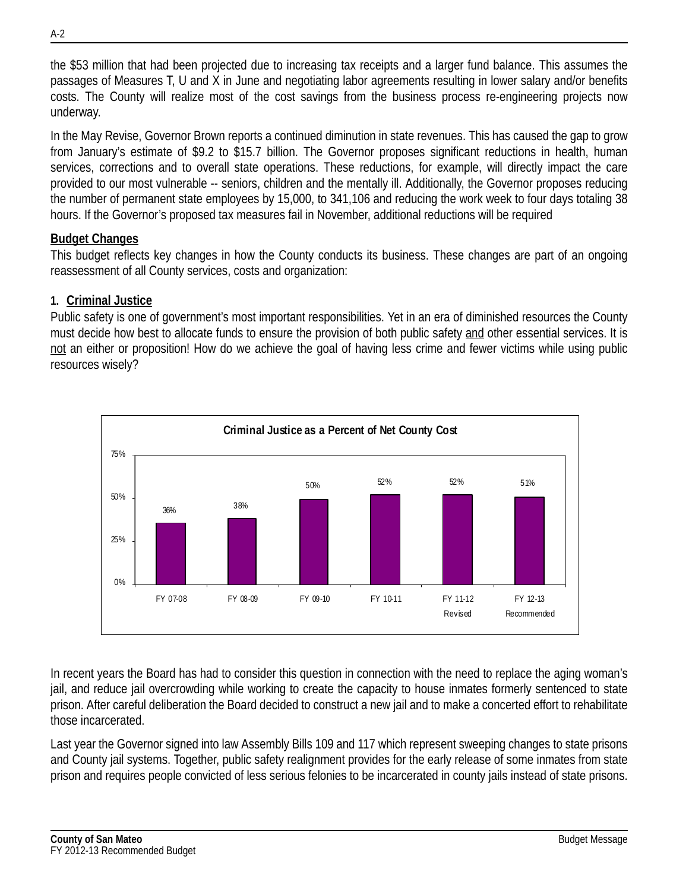the $53 million that had been projected due to increasing tax receipts and a larger fund balance. This assumes the passages of Measures T, U and X in June and negotiating labor agreements resulting in lower salary and/or benefits costs. The County will realize most of the cost savings from the business process re-engineering projects now underway.

In the May Revise, Governor Brown reports a continued diminution in state revenues. This has caused the gap to grow from January's estimate of $9.2 to $15.7 billion. The Governor proposes significant reductions in health, human services, corrections and to overall state operations. These reductions, for example, will directly impact the care provided to our most vulnerable -- seniors, children and the mentally ill. Additionally, the Governor proposes reducing the number of permanent state employees by 15,000, to 341,106 and reducing the work week to four days totaling 38 hours. If the Governor's proposed tax measures fail in November, additional reductions will be required

**Budget Changes**

This budget reflects key changes in how the County conducts its business. These changes are part of an ongoing reassessment of all County services, costs and organization:

**1. Criminal Justice**

Public safety is one of government's most important responsibilities. Yet in an era of diminished resources the County must decide how best to allocate funds to ensure the provision of both public safety and other essential services. It is not an either or proposition! How do we achieve the goal of having less crime and fewer victims while using public resources wisely?

**Criminal Justice as a Percent of Net County Cost**

| FY 07-08 | FY 08-09 | FY 09-10 | FY 10-11 | FY 11-12 Revised | FY 12-13 Recommended |
|---|---|---|---|---|---|
| 36% | 38% | 50% | 52% | 52% | 51% |

In recent years the Board has had to consider this question in connection with the need to replace the aging woman's jail, and reduce jail overcrowding while working to create the capacity to house inmates formerly sentenced to state prison. After careful deliberation the Board decided to construct a new jail and to make a concerted effort to rehabilitate those incarcerated.

Last year the Governor signed into law Assembly Bills 109 and 117 which represent sweeping changes to state prisons and County jail systems. Together, public safety realignment provides for the early release of some inmates from state prison and requires people convicted of less serious felonies to be incarcerated in county jails instead of state prisons.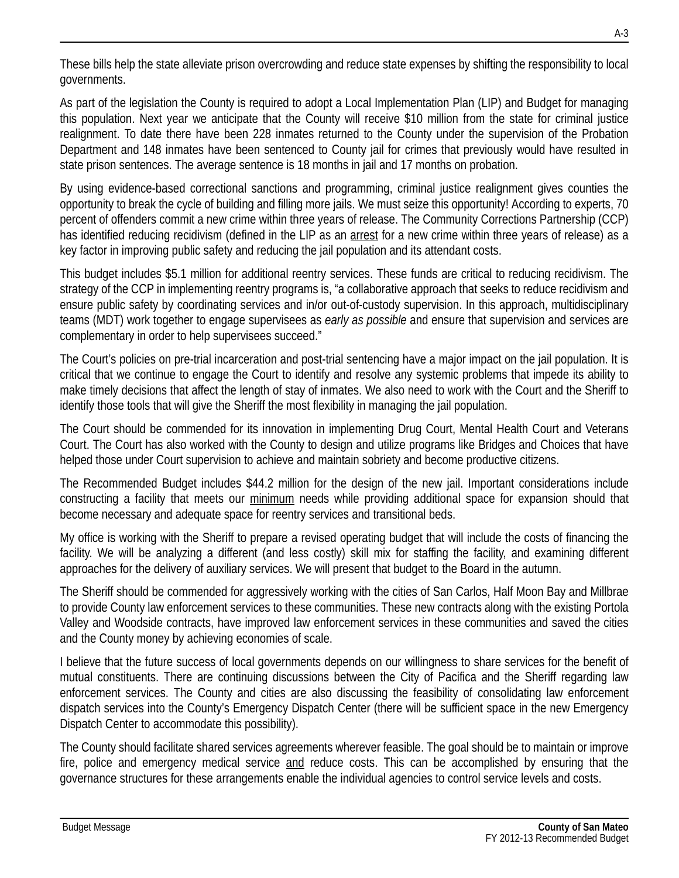These bills help the state alleviate prison overcrowding and reduce state expenses by shifting the responsibility to local governments.

As part of the legislation the County is required to adopt a Local Implementation Plan (LIP) and Budget for managing this population. Next year we anticipate that the County will receive $10 million from the state for criminal justice realignment. To date there have been 228 inmates returned to the County under the supervision of the Probation Department and 148 inmates have been sentenced to County jail for crimes that previously would have resulted in state prison sentences. The average sentence is 18 months in jail and 17 months on probation.

By using evidence-based correctional sanctions and programming, criminal justice realignment gives counties the opportunity to break the cycle of building and filling more jails. We must seize this opportunity! According to experts, 70 percent of offenders commit a new crime within three years of release. The Community Corrections Partnership (CCP) has identified reducing recidivism (defined in the LIP as an <u>arrest</u> for a new crime within three years of release) as a key factor in improving public safety and reducing the jail population and its attendant costs.

This budget includes $5.1 million for additional reentry services. These funds are critical to reducing recidivism. The strategy of the CCP in implementing reentry programs is, "a collaborative approach that seeks to reduce recidivism and ensure public safety by coordinating services and in/or out-of-custody supervision. In this approach, multidisciplinary teams (MDT) work together to engage supervisees as *early as possible* and ensure that supervision and services are complementary in order to help supervisees succeed."

The Court's policies on pre-trial incarceration and post-trial sentencing have a major impact on the jail population. It is critical that we continue to engage the Court to identify and resolve any systemic problems that impede its ability to make timely decisions that affect the length of stay of inmates. We also need to work with the Court and the Sheriff to identify those tools that will give the Sheriff the most flexibility in managing the jail population.

The Court should be commended for its innovation in implementing Drug Court, Mental Health Court and Veterans Court. The Court has also worked with the County to design and utilize programs like Bridges and Choices that have helped those under Court supervision to achieve and maintain sobriety and become productive citizens.

The Recommended Budget includes $44.2 million for the design of the new jail. Important considerations include constructing a facility that meets our <u>minimum</u> needs while providing additional space for expansion should that become necessary and adequate space for reentry services and transitional beds.

My office is working with the Sheriff to prepare a revised operating budget that will include the costs of financing the facility. We will be analyzing a different (and less costly) skill mix for staffing the facility, and examining different approaches for the delivery of auxiliary services. We will present that budget to the Board in the autumn.

The Sheriff should be commended for aggressively working with the cities of San Carlos, Half Moon Bay and Millbrae to provide County law enforcement services to these communities. These new contracts along with the existing Portola Valley and Woodside contracts, have improved law enforcement services in these communities and saved the cities and the County money by achieving economies of scale.

I believe that the future success of local governments depends on our willingness to share services for the benefit of mutual constituents. There are continuing discussions between the City of Pacifica and the Sheriff regarding law enforcement services. The County and cities are also discussing the feasibility of consolidating law enforcement dispatch services into the County's Emergency Dispatch Center (there will be sufficient space in the new Emergency Dispatch Center to accommodate this possibility).

The County should facilitate shared services agreements wherever feasible. The goal should be to maintain or improve fire, police and emergency medical service <u>and</u> reduce costs. This can be accomplished by ensuring that the governance structures for these arrangements enable the individual agencies to control service levels and costs.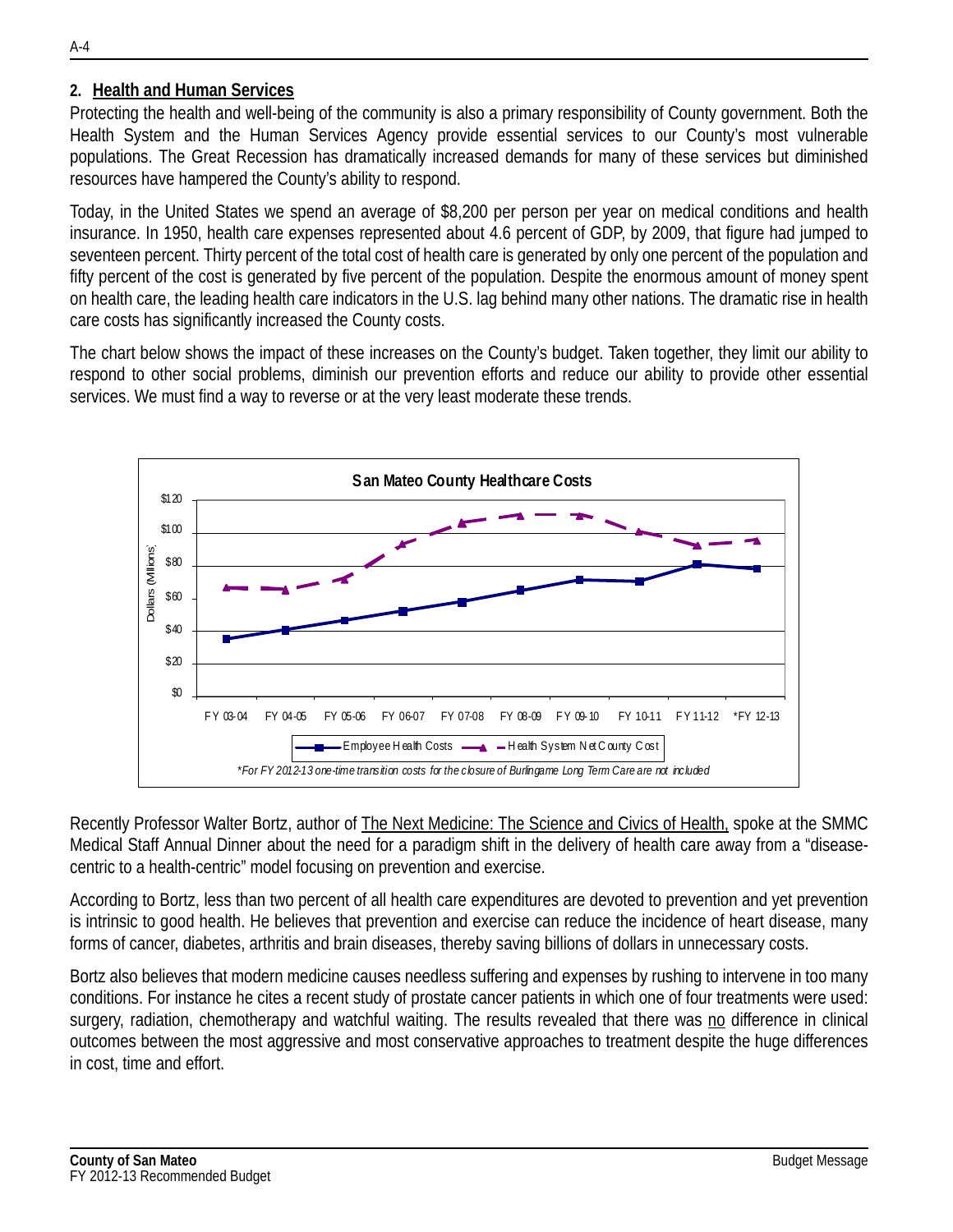## 2. Health and Human Services

Protecting the health and well-being of the community is also a primary responsibility of County government. Both the Health System and the Human Services Agency provide essential services to our County's most vulnerable populations. The Great Recession has dramatically increased demands for many of these services but diminished resources have hampered the County's ability to respond.

Today, in the United States we spend an average of $8,200 per person per year on medical conditions and health insurance. In 1950, health care expenses represented about 4.6 percent of GDP, by 2009, that figure had jumped to seventeen percent. Thirty percent of the total cost of health care is generated by only one percent of the population and fifty percent of the cost is generated by five percent of the population. Despite the enormous amount of money spent on health care, the leading health care indicators in the U.S. lag behind many other nations. The dramatic rise in health care costs has significantly increased the County costs.

The chart below shows the impact of these increases on the County's budget. Taken together, they limit our ability to respond to other social problems, diminish our prevention efforts and reduce our ability to provide other essential services. We must find a way to reverse or at the very least moderate these trends.

**San Mateo County Healthcare Costs**

*\*For FY 2012-13 one-time transition costs for the closure of Burlingame Long Term Care are not included*

Recently Professor Walter Bortz, author of The Next Medicine: The Science and Civics of Health, spoke at the SMMC Medical Staff Annual Dinner about the need for a paradigm shift in the delivery of health care away from a "disease-centric to a health-centric" model focusing on prevention and exercise.

According to Bortz, less than two percent of all health care expenditures are devoted to prevention and yet prevention is intrinsic to good health. He believes that prevention and exercise can reduce the incidence of heart disease, many forms of cancer, diabetes, arthritis and brain diseases, thereby saving billions of dollars in unnecessary costs.

Bortz also believes that modern medicine causes needless suffering and expenses by rushing to intervene in too many conditions. For instance he cites a recent study of prostate cancer patients in which one of four treatments were used: surgery, radiation, chemotherapy and watchful waiting. The results revealed that there was no difference in clinical outcomes between the most aggressive and most conservative approaches to treatment despite the huge differences in cost, time and effort.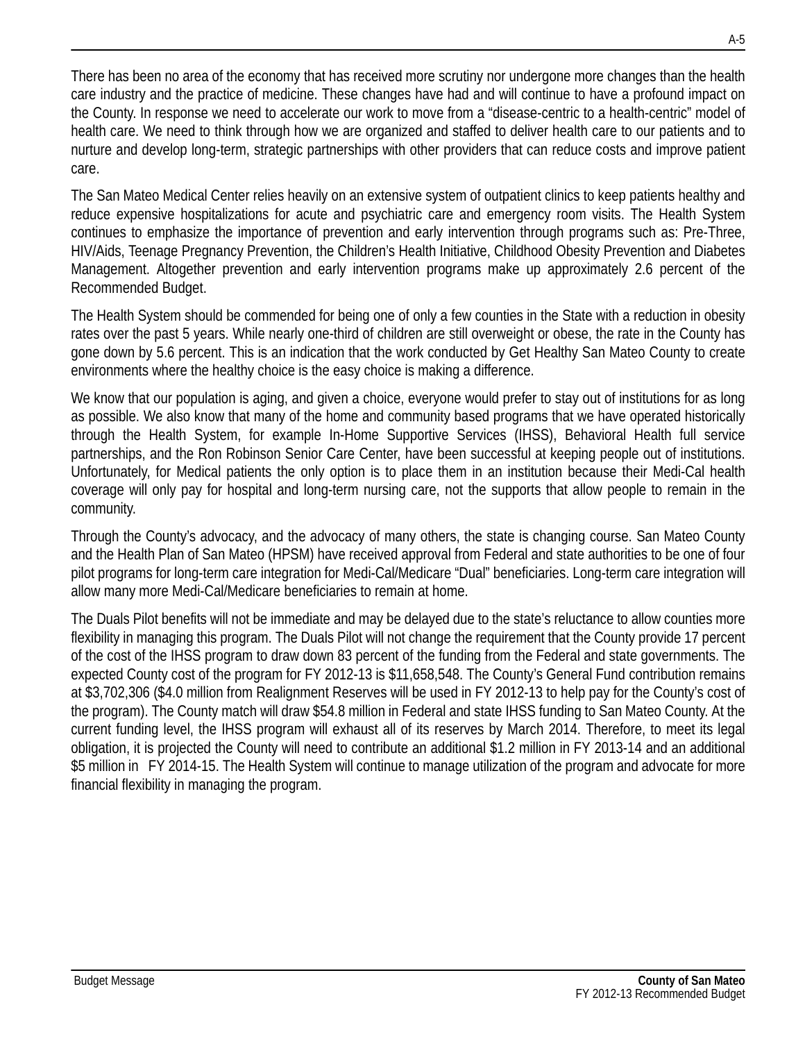There has been no area of the economy that has received more scrutiny nor undergone more changes than the health care industry and the practice of medicine. These changes have had and will continue to have a profound impact on the County. In response we need to accelerate our work to move from a "disease-centric to a health-centric" model of health care. We need to think through how we are organized and staffed to deliver health care to our patients and to nurture and develop long-term, strategic partnerships with other providers that can reduce costs and improve patient care.

The San Mateo Medical Center relies heavily on an extensive system of outpatient clinics to keep patients healthy and reduce expensive hospitalizations for acute and psychiatric care and emergency room visits. The Health System continues to emphasize the importance of prevention and early intervention through programs such as: Pre-Three, HIV/Aids, Teenage Pregnancy Prevention, the Children's Health Initiative, Childhood Obesity Prevention and Diabetes Management. Altogether prevention and early intervention programs make up approximately 2.6 percent of the Recommended Budget.

The Health System should be commended for being one of only a few counties in the State with a reduction in obesity rates over the past 5 years. While nearly one-third of children are still overweight or obese, the rate in the County has gone down by 5.6 percent. This is an indication that the work conducted by Get Healthy San Mateo County to create environments where the healthy choice is the easy choice is making a difference.

We know that our population is aging, and given a choice, everyone would prefer to stay out of institutions for as long as possible. We also know that many of the home and community based programs that we have operated historically through the Health System, for example In-Home Supportive Services (IHSS), Behavioral Health full service partnerships, and the Ron Robinson Senior Care Center, have been successful at keeping people out of institutions. Unfortunately, for Medical patients the only option is to place them in an institution because their Medi-Cal health coverage will only pay for hospital and long-term nursing care, not the supports that allow people to remain in the community.

Through the County's advocacy, and the advocacy of many others, the state is changing course. San Mateo County and the Health Plan of San Mateo (HPSM) have received approval from Federal and state authorities to be one of four pilot programs for long-term care integration for Medi-Cal/Medicare "Dual" beneficiaries. Long-term care integration will allow many more Medi-Cal/Medicare beneficiaries to remain at home.

The Duals Pilot benefits will not be immediate and may be delayed due to the state's reluctance to allow counties more flexibility in managing this program. The Duals Pilot will not change the requirement that the County provide 17 percent of the cost of the IHSS program to draw down 83 percent of the funding from the Federal and state governments. The expected County cost of the program for FY 2012-13 is $11,658,548. The County's General Fund contribution remains at $3,702,306 ($4.0 million from Realignment Reserves will be used in FY 2012-13 to help pay for the County's cost of the program). The County match will draw $54.8 million in Federal and state IHSS funding to San Mateo County. At the current funding level, the IHSS program will exhaust all of its reserves by March 2014. Therefore, to meet its legal obligation, it is projected the County will need to contribute an additional $1.2 million in FY 2013-14 and an additional $5 million in FY 2014-15. The Health System will continue to manage utilization of the program and advocate for more financial flexibility in managing the program.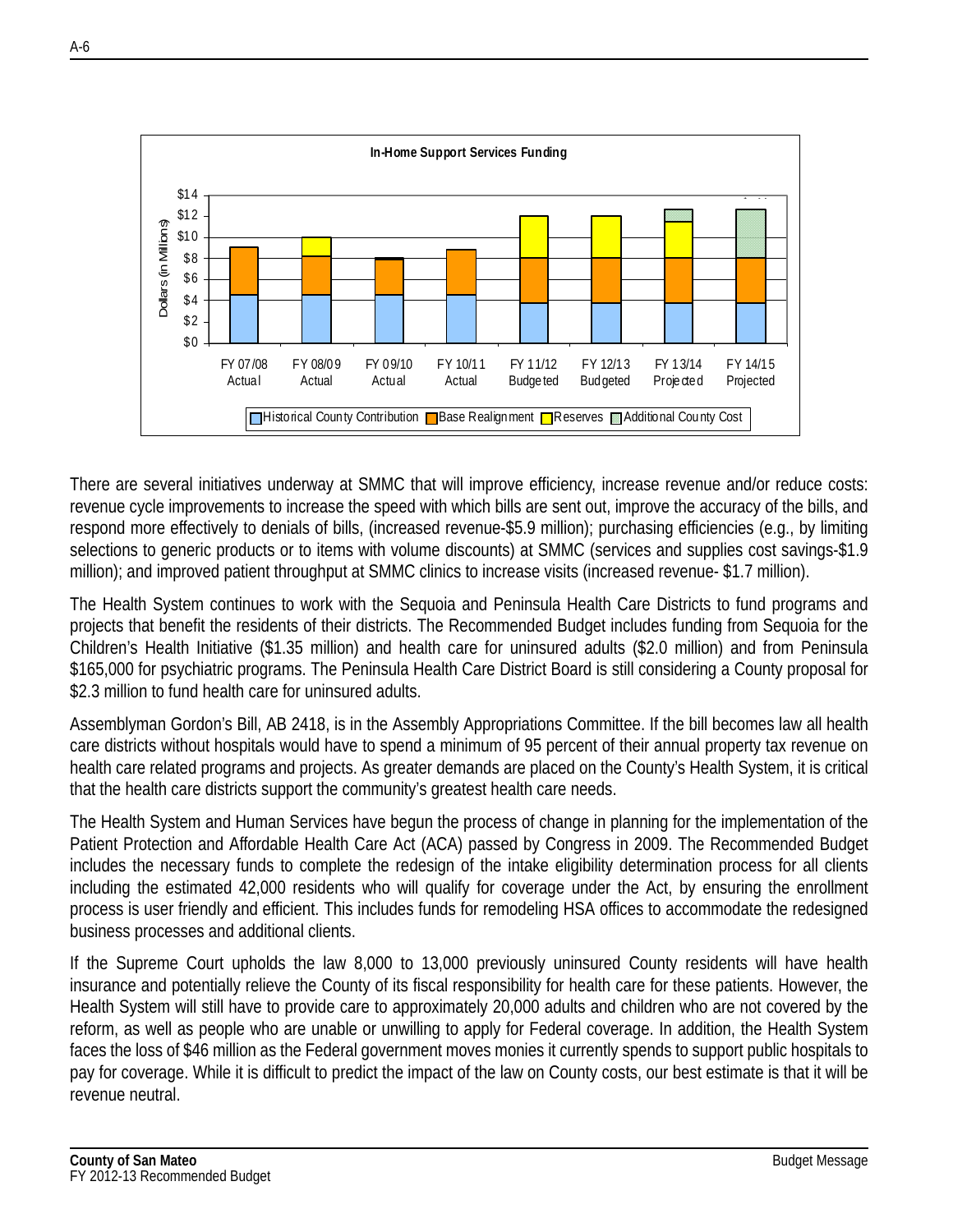In-Home Support Services Funding

There are several initiatives underway at SMMC that will improve efficiency, increase revenue and/or reduce costs: revenue cycle improvements to increase the speed with which bills are sent out, improve the accuracy of the bills, and respond more effectively to denials of bills, (increased revenue-$5.9 million); purchasing efficiencies (e.g., by limiting selections to generic products or to items with volume discounts) at SMMC (services and supplies cost savings-$1.9 million); and improved patient throughput at SMMC clinics to increase visits (increased revenue- $1.7 million).

The Health System continues to work with the Sequoia and Peninsula Health Care Districts to fund programs and projects that benefit the residents of their districts. The Recommended Budget includes funding from Sequoia for the Children's Health Initiative ($1.35 million) and health care for uninsured adults ($2.0 million) and from Peninsula $165,000 for psychiatric programs. The Peninsula Health Care District Board is still considering a County proposal for $2.3 million to fund health care for uninsured adults.

Assemblyman Gordon's Bill, AB 2418, is in the Assembly Appropriations Committee. If the bill becomes law all health care districts without hospitals would have to spend a minimum of 95 percent of their annual property tax revenue on health care related programs and projects. As greater demands are placed on the County's Health System, it is critical that the health care districts support the community's greatest health care needs.

The Health System and Human Services have begun the process of change in planning for the implementation of the Patient Protection and Affordable Health Care Act (ACA) passed by Congress in 2009. The Recommended Budget includes the necessary funds to complete the redesign of the intake eligibility determination process for all clients including the estimated 42,000 residents who will qualify for coverage under the Act, by ensuring the enrollment process is user friendly and efficient. This includes funds for remodeling HSA offices to accommodate the redesigned business processes and additional clients.

If the Supreme Court upholds the law 8,000 to 13,000 previously uninsured County residents will have health insurance and potentially relieve the County of its fiscal responsibility for health care for these patients. However, the Health System will still have to provide care to approximately 20,000 adults and children who are not covered by the reform, as well as people who are unable or unwilling to apply for Federal coverage. In addition, the Health System faces the loss of $46 million as the Federal government moves monies it currently spends to support public hospitals to pay for coverage. While it is difficult to predict the impact of the law on County costs, our best estimate is that it will be revenue neutral.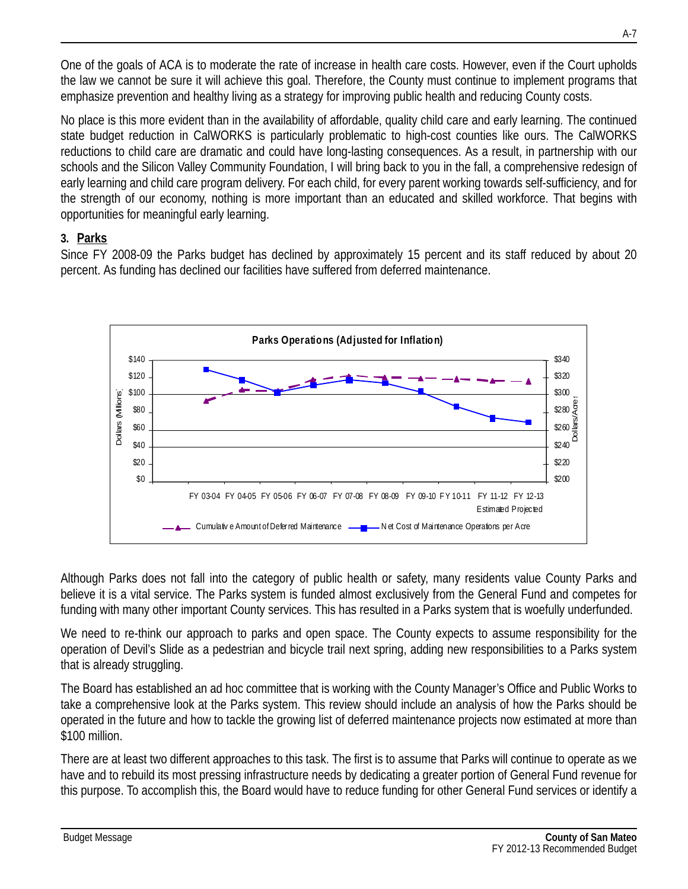One of the goals of ACA is to moderate the rate of increase in health care costs. However, even if the Court upholds the law we cannot be sure it will achieve this goal. Therefore, the County must continue to implement programs that emphasize prevention and healthy living as a strategy for improving public health and reducing County costs.

No place is this more evident than in the availability of affordable, quality child care and early learning. The continued state budget reduction in CalWORKS is particularly problematic to high-cost counties like ours. The CalWORKS reductions to child care are dramatic and could have long-lasting consequences. As a result, in partnership with our schools and the Silicon Valley Community Foundation, I will bring back to you in the fall, a comprehensive redesign of early learning and child care program delivery. For each child, for every parent working towards self-sufficiency, and for the strength of our economy, nothing is more important than an educated and skilled workforce. That begins with opportunities for meaningful early learning.

### 3. Parks

Since FY 2008-09 the Parks budget has declined by approximately 15 percent and its staff reduced by about 20 percent. As funding has declined our facilities have suffered from deferred maintenance.

**Parks Operations (Adjusted for Inflation)**

Left axis: Dollars (Millions), $0–$140; Right axis: Dollars/Acres, $200–$340

X-axis: FY 03-04, FY 04-05, FY 05-06, FY 06-07, FY 07-08, FY 08-09, FY 09-10, FY 10-11, FY 11-12 Estimated, FY 12-13 Projected

Legend: Cumulative Amount of Deferred Maintenance; Net Cost of Maintenance Operations per Acre

Although Parks does not fall into the category of public health or safety, many residents value County Parks and believe it is a vital service. The Parks system is funded almost exclusively from the General Fund and competes for funding with many other important County services. This has resulted in a Parks system that is woefully underfunded.

We need to re-think our approach to parks and open space. The County expects to assume responsibility for the operation of Devil's Slide as a pedestrian and bicycle trail next spring, adding new responsibilities to a Parks system that is already struggling.

The Board has established an ad hoc committee that is working with the County Manager's Office and Public Works to take a comprehensive look at the Parks system. This review should include an analysis of how the Parks should be operated in the future and how to tackle the growing list of deferred maintenance projects now estimated at more than $100 million.

There are at least two different approaches to this task. The first is to assume that Parks will continue to operate as we have and to rebuild its most pressing infrastructure needs by dedicating a greater portion of General Fund revenue for this purpose. To accomplish this, the Board would have to reduce funding for other General Fund services or identify a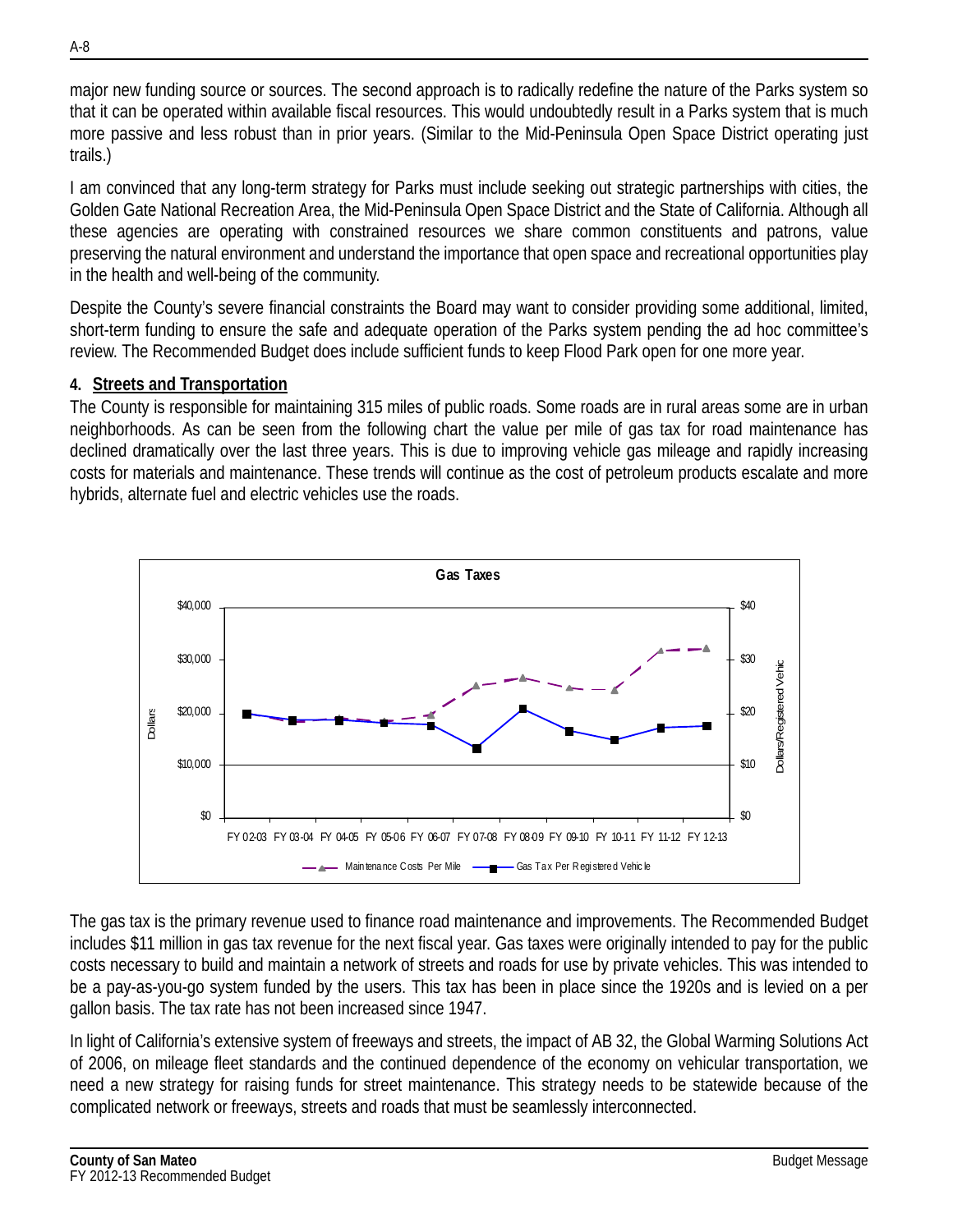major new funding source or sources. The second approach is to radically redefine the nature of the Parks system so that it can be operated within available fiscal resources. This would undoubtedly result in a Parks system that is much more passive and less robust than in prior years. (Similar to the Mid-Peninsula Open Space District operating just trails.)

I am convinced that any long-term strategy for Parks must include seeking out strategic partnerships with cities, the Golden Gate National Recreation Area, the Mid-Peninsula Open Space District and the State of California. Although all these agencies are operating with constrained resources we share common constituents and patrons, value preserving the natural environment and understand the importance that open space and recreational opportunities play in the health and well-being of the community.

Despite the County's severe financial constraints the Board may want to consider providing some additional, limited, short-term funding to ensure the safe and adequate operation of the Parks system pending the ad hoc committee's review. The Recommended Budget does include sufficient funds to keep Flood Park open for one more year.

**4. Streets and Transportation**

The County is responsible for maintaining 315 miles of public roads. Some roads are in rural areas some are in urban neighborhoods. As can be seen from the following chart the value per mile of gas tax for road maintenance has declined dramatically over the last three years. This is due to improving vehicle gas mileage and rapidly increasing costs for materials and maintenance. These trends will continue as the cost of petroleum products escalate and more hybrids, alternate fuel and electric vehicles use the roads.

**Gas Taxes**

Dollars ($0 – $40,000) / Dollars/Registered Vehic ($0 – $40)

FY 02-03 FY 03-04 FY 04-05 FY 05-06 FY 06-07 FY 07-08 FY 08-09 FY 09-10 FY 10-11 FY 11-12 FY 12-13

Maintenance Costs Per Mile — Gas Tax Per Registered Vehicle

The gas tax is the primary revenue used to finance road maintenance and improvements. The Recommended Budget includes $11 million in gas tax revenue for the next fiscal year. Gas taxes were originally intended to pay for the public costs necessary to build and maintain a network of streets and roads for use by private vehicles. This was intended to be a pay-as-you-go system funded by the users. This tax has been in place since the 1920s and is levied on a per gallon basis. The tax rate has not been increased since 1947.

In light of California's extensive system of freeways and streets, the impact of AB 32, the Global Warming Solutions Act of 2006, on mileage fleet standards and the continued dependence of the economy on vehicular transportation, we need a new strategy for raising funds for street maintenance. This strategy needs to be statewide because of the complicated network or freeways, streets and roads that must be seamlessly interconnected.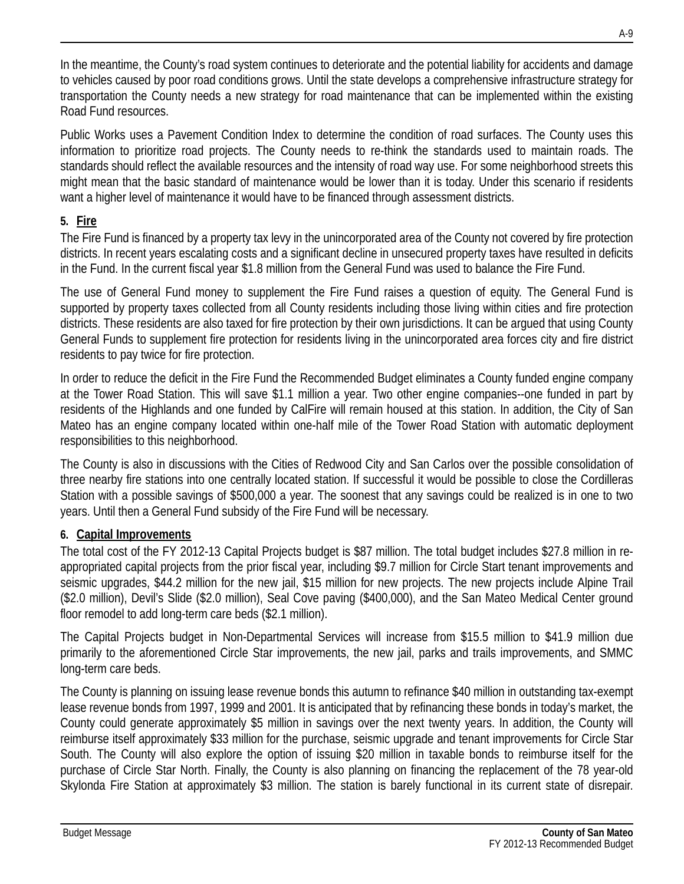In the meantime, the County's road system continues to deteriorate and the potential liability for accidents and damage to vehicles caused by poor road conditions grows. Until the state develops a comprehensive infrastructure strategy for transportation the County needs a new strategy for road maintenance that can be implemented within the existing Road Fund resources.

Public Works uses a Pavement Condition Index to determine the condition of road surfaces. The County uses this information to prioritize road projects. The County needs to re-think the standards used to maintain roads. The standards should reflect the available resources and the intensity of road way use. For some neighborhood streets this might mean that the basic standard of maintenance would be lower than it is today. Under this scenario if residents want a higher level of maintenance it would have to be financed through assessment districts.

**5. Fire**

The Fire Fund is financed by a property tax levy in the unincorporated area of the County not covered by fire protection districts. In recent years escalating costs and a significant decline in unsecured property taxes have resulted in deficits in the Fund. In the current fiscal year $1.8 million from the General Fund was used to balance the Fire Fund.

The use of General Fund money to supplement the Fire Fund raises a question of equity. The General Fund is supported by property taxes collected from all County residents including those living within cities and fire protection districts. These residents are also taxed for fire protection by their own jurisdictions. It can be argued that using County General Funds to supplement fire protection for residents living in the unincorporated area forces city and fire district residents to pay twice for fire protection.

In order to reduce the deficit in the Fire Fund the Recommended Budget eliminates a County funded engine company at the Tower Road Station. This will save $1.1 million a year. Two other engine companies--one funded in part by residents of the Highlands and one funded by CalFire will remain housed at this station. In addition, the City of San Mateo has an engine company located within one-half mile of the Tower Road Station with automatic deployment responsibilities to this neighborhood.

The County is also in discussions with the Cities of Redwood City and San Carlos over the possible consolidation of three nearby fire stations into one centrally located station. If successful it would be possible to close the Cordilleras Station with a possible savings of $500,000 a year. The soonest that any savings could be realized is in one to two years. Until then a General Fund subsidy of the Fire Fund will be necessary.

**6. Capital Improvements**

The total cost of the FY 2012-13 Capital Projects budget is $87 million. The total budget includes $27.8 million in re-appropriated capital projects from the prior fiscal year, including $9.7 million for Circle Start tenant improvements and seismic upgrades, $44.2 million for the new jail, $15 million for new projects. The new projects include Alpine Trail ($2.0 million), Devil's Slide ($2.0 million), Seal Cove paving ($400,000), and the San Mateo Medical Center ground floor remodel to add long-term care beds ($2.1 million).

The Capital Projects budget in Non-Departmental Services will increase from $15.5 million to $41.9 million due primarily to the aforementioned Circle Star improvements, the new jail, parks and trails improvements, and SMMC long-term care beds.

The County is planning on issuing lease revenue bonds this autumn to refinance $40 million in outstanding tax-exempt lease revenue bonds from 1997, 1999 and 2001. It is anticipated that by refinancing these bonds in today's market, the County could generate approximately $5 million in savings over the next twenty years. In addition, the County will reimburse itself approximately $33 million for the purchase, seismic upgrade and tenant improvements for Circle Star South. The County will also explore the option of issuing $20 million in taxable bonds to reimburse itself for the purchase of Circle Star North. Finally, the County is also planning on financing the replacement of the 78 year-old Skylonda Fire Station at approximately $3 million. The station is barely functional in its current state of disrepair.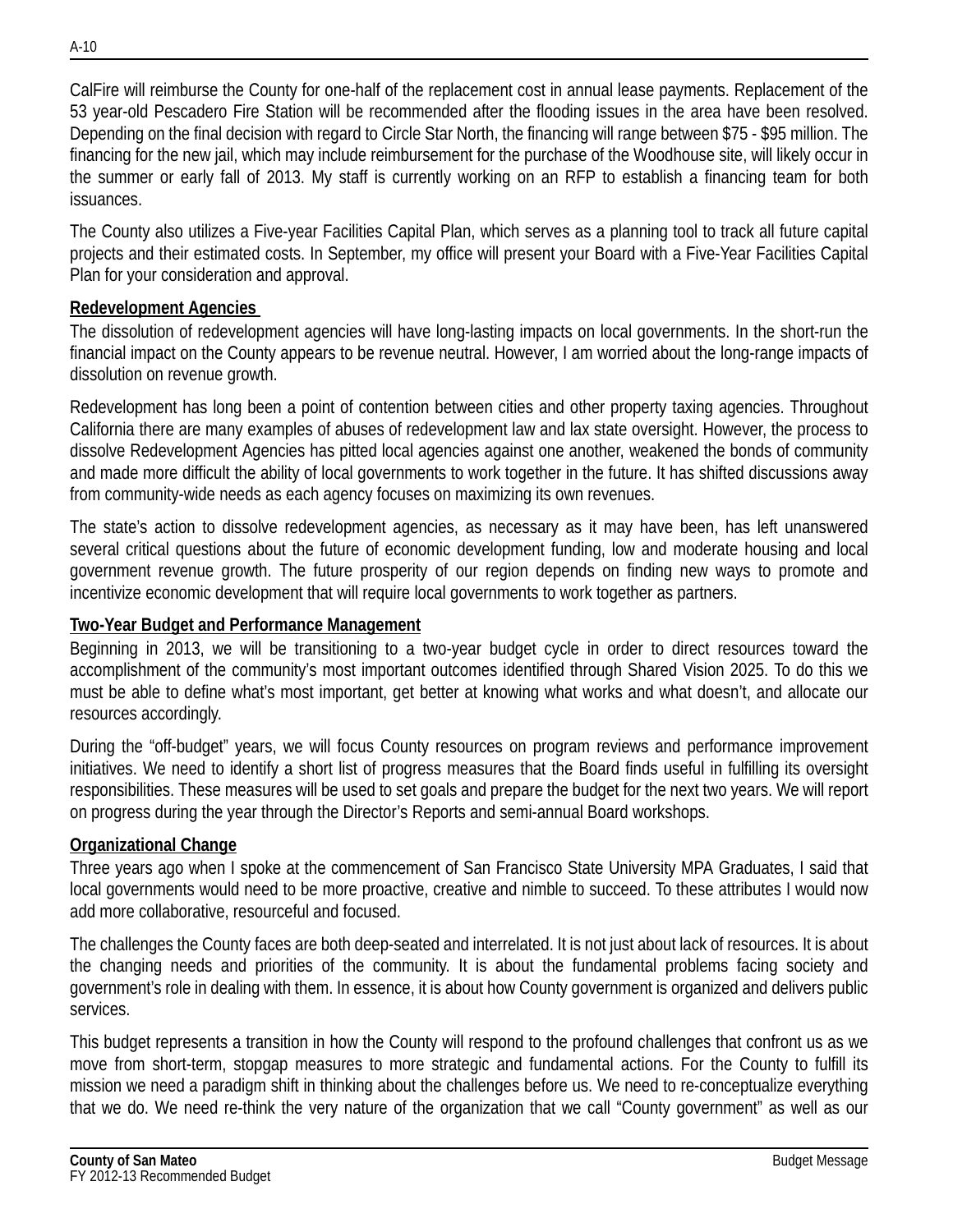CalFire will reimburse the County for one-half of the replacement cost in annual lease payments. Replacement of the 53 year-old Pescadero Fire Station will be recommended after the flooding issues in the area have been resolved. Depending on the final decision with regard to Circle Star North, the financing will range between $75 - $95 million. The financing for the new jail, which may include reimbursement for the purchase of the Woodhouse site, will likely occur in the summer or early fall of 2013. My staff is currently working on an RFP to establish a financing team for both issuances.

The County also utilizes a Five-year Facilities Capital Plan, which serves as a planning tool to track all future capital projects and their estimated costs. In September, my office will present your Board with a Five-Year Facilities Capital Plan for your consideration and approval.

**Redevelopment Agencies**

The dissolution of redevelopment agencies will have long-lasting impacts on local governments. In the short-run the financial impact on the County appears to be revenue neutral. However, I am worried about the long-range impacts of dissolution on revenue growth.

Redevelopment has long been a point of contention between cities and other property taxing agencies. Throughout California there are many examples of abuses of redevelopment law and lax state oversight. However, the process to dissolve Redevelopment Agencies has pitted local agencies against one another, weakened the bonds of community and made more difficult the ability of local governments to work together in the future. It has shifted discussions away from community-wide needs as each agency focuses on maximizing its own revenues.

The state's action to dissolve redevelopment agencies, as necessary as it may have been, has left unanswered several critical questions about the future of economic development funding, low and moderate housing and local government revenue growth. The future prosperity of our region depends on finding new ways to promote and incentivize economic development that will require local governments to work together as partners.

**Two-Year Budget and Performance Management**

Beginning in 2013, we will be transitioning to a two-year budget cycle in order to direct resources toward the accomplishment of the community's most important outcomes identified through Shared Vision 2025. To do this we must be able to define what's most important, get better at knowing what works and what doesn't, and allocate our resources accordingly.

During the "off-budget" years, we will focus County resources on program reviews and performance improvement initiatives. We need to identify a short list of progress measures that the Board finds useful in fulfilling its oversight responsibilities. These measures will be used to set goals and prepare the budget for the next two years. We will report on progress during the year through the Director's Reports and semi-annual Board workshops.

**Organizational Change**

Three years ago when I spoke at the commencement of San Francisco State University MPA Graduates, I said that local governments would need to be more proactive, creative and nimble to succeed. To these attributes I would now add more collaborative, resourceful and focused.

The challenges the County faces are both deep-seated and interrelated. It is not just about lack of resources. It is about the changing needs and priorities of the community. It is about the fundamental problems facing society and government's role in dealing with them. In essence, it is about how County government is organized and delivers public services.

This budget represents a transition in how the County will respond to the profound challenges that confront us as we move from short-term, stopgap measures to more strategic and fundamental actions. For the County to fulfill its mission we need a paradigm shift in thinking about the challenges before us. We need to re-conceptualize everything that we do. We need re-think the very nature of the organization that we call "County government" as well as our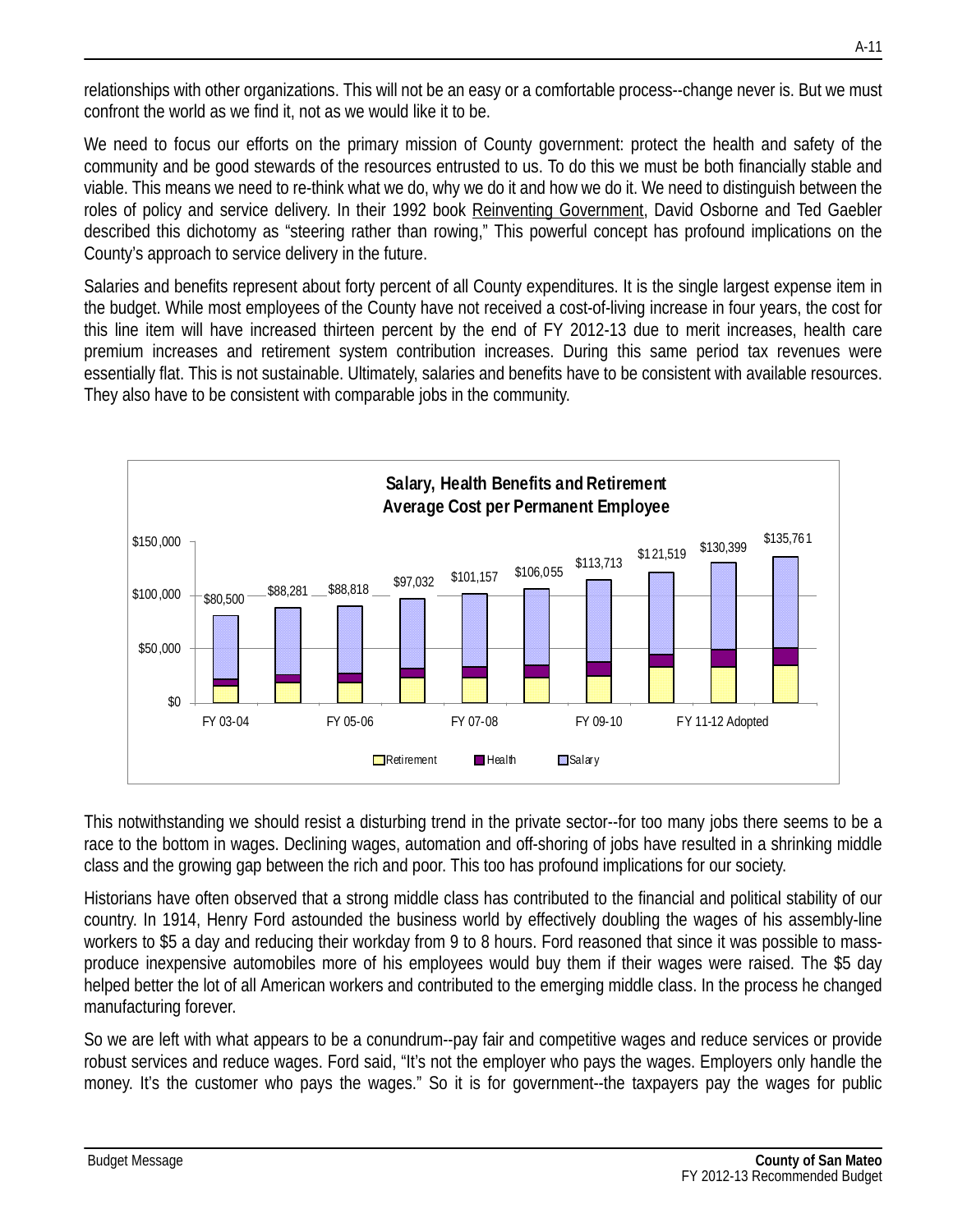relationships with other organizations. This will not be an easy or a comfortable process--change never is. But we must confront the world as we find it, not as we would like it to be.

We need to focus our efforts on the primary mission of County government: protect the health and safety of the community and be good stewards of the resources entrusted to us. To do this we must be both financially stable and viable. This means we need to re-think what we do, why we do it and how we do it. We need to distinguish between the roles of policy and service delivery. In their 1992 book Reinventing Government, David Osborne and Ted Gaebler described this dichotomy as "steering rather than rowing," This powerful concept has profound implications on the County's approach to service delivery in the future.

Salaries and benefits represent about forty percent of all County expenditures. It is the single largest expense item in the budget. While most employees of the County have not received a cost-of-living increase in four years, the cost for this line item will have increased thirteen percent by the end of FY 2012-13 due to merit increases, health care premium increases and retirement system contribution increases. During this same period tax revenues were essentially flat. This is not sustainable. Ultimately, salaries and benefits have to be consistent with available resources. They also have to be consistent with comparable jobs in the community.

**Salary, Health Benefits and Retirement Average Cost per Permanent Employee**

| Fiscal Year | Average Cost |
|---|---|
| FY 03-04 | $80,500 |
| | $88,281 |
| FY 05-06 | $88,818 |
| | $97,032 |
| FY 07-08 | $101,157 |
| | $106,055 |
| FY 09-10 | $113,713 |
| | $121,519 |
| FY 11-12 Adopted | $130,399 |
| | $135,761 |

Legend: Retirement, Health, Salary

This notwithstanding we should resist a disturbing trend in the private sector--for too many jobs there seems to be a race to the bottom in wages. Declining wages, automation and off-shoring of jobs have resulted in a shrinking middle class and the growing gap between the rich and poor. This too has profound implications for our society.

Historians have often observed that a strong middle class has contributed to the financial and political stability of our country. In 1914, Henry Ford astounded the business world by effectively doubling the wages of his assembly-line workers to $5 a day and reducing their workday from 9 to 8 hours. Ford reasoned that since it was possible to mass-produce inexpensive automobiles more of his employees would buy them if their wages were raised. The $5 day helped better the lot of all American workers and contributed to the emerging middle class. In the process he changed manufacturing forever.

So we are left with what appears to be a conundrum--pay fair and competitive wages and reduce services or provide robust services and reduce wages. Ford said, "It's not the employer who pays the wages. Employers only handle the money. It's the customer who pays the wages." So it is for government--the taxpayers pay the wages for public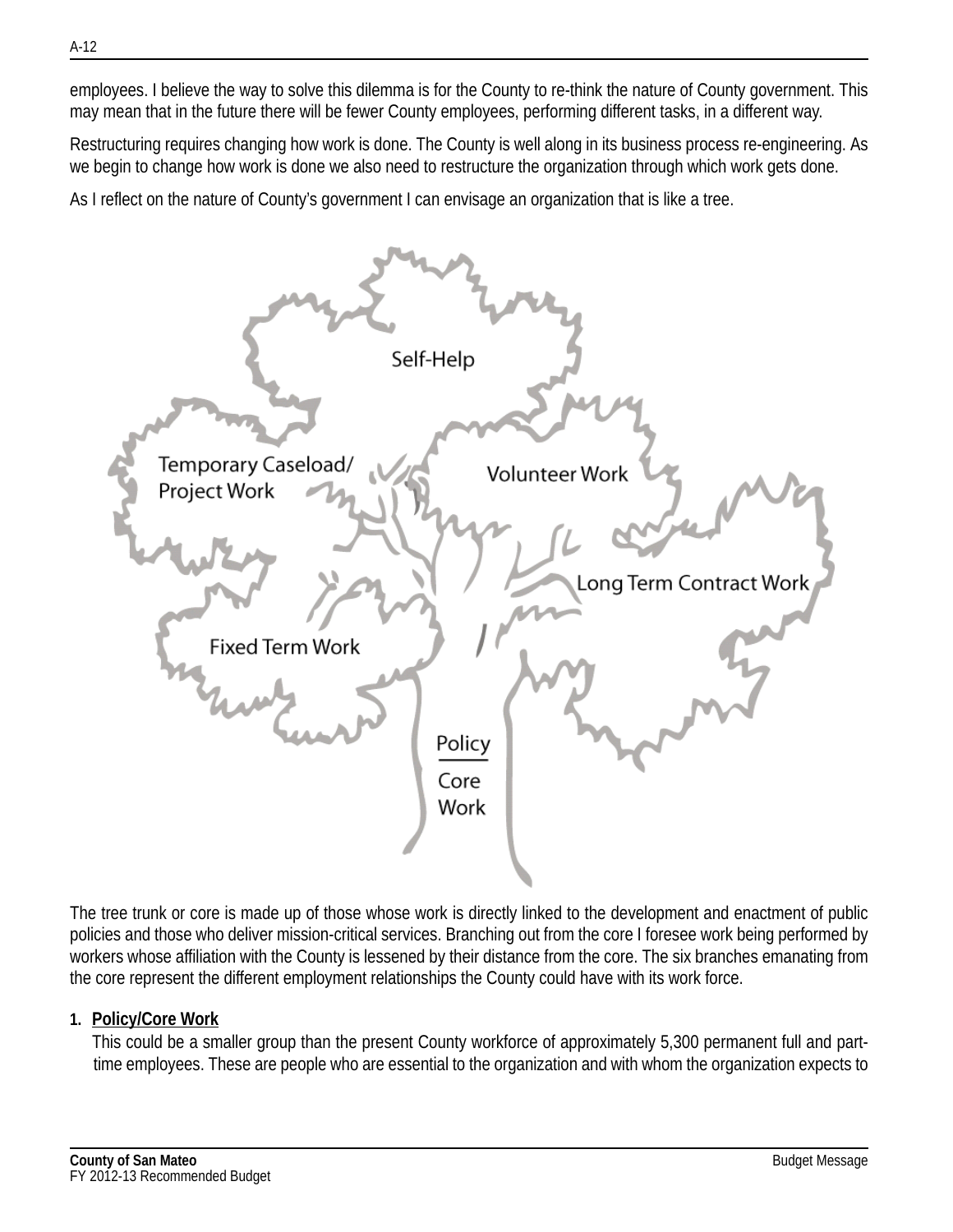employees. I believe the way to solve this dilemma is for the County to re-think the nature of County government. This may mean that in the future there will be fewer County employees, performing different tasks, in a different way.

Restructuring requires changing how work is done. The County is well along in its business process re-engineering. As we begin to change how work is done we also need to restructure the organization through which work gets done.

As I reflect on the nature of County's government I can envisage an organization that is like a tree.

Self-Help

Temporary Caseload/ Project Work

Volunteer Work

Long Term Contract Work

Fixed Term Work

Policy / Core Work

The tree trunk or core is made up of those whose work is directly linked to the development and enactment of public policies and those who deliver mission-critical services. Branching out from the core I foresee work being performed by workers whose affiliation with the County is lessened by their distance from the core. The six branches emanating from the core represent the different employment relationships the County could have with its work force.

1. **Policy/Core Work**

   This could be a smaller group than the present County workforce of approximately 5,300 permanent full and part-time employees. These are people who are essential to the organization and with whom the organization expects to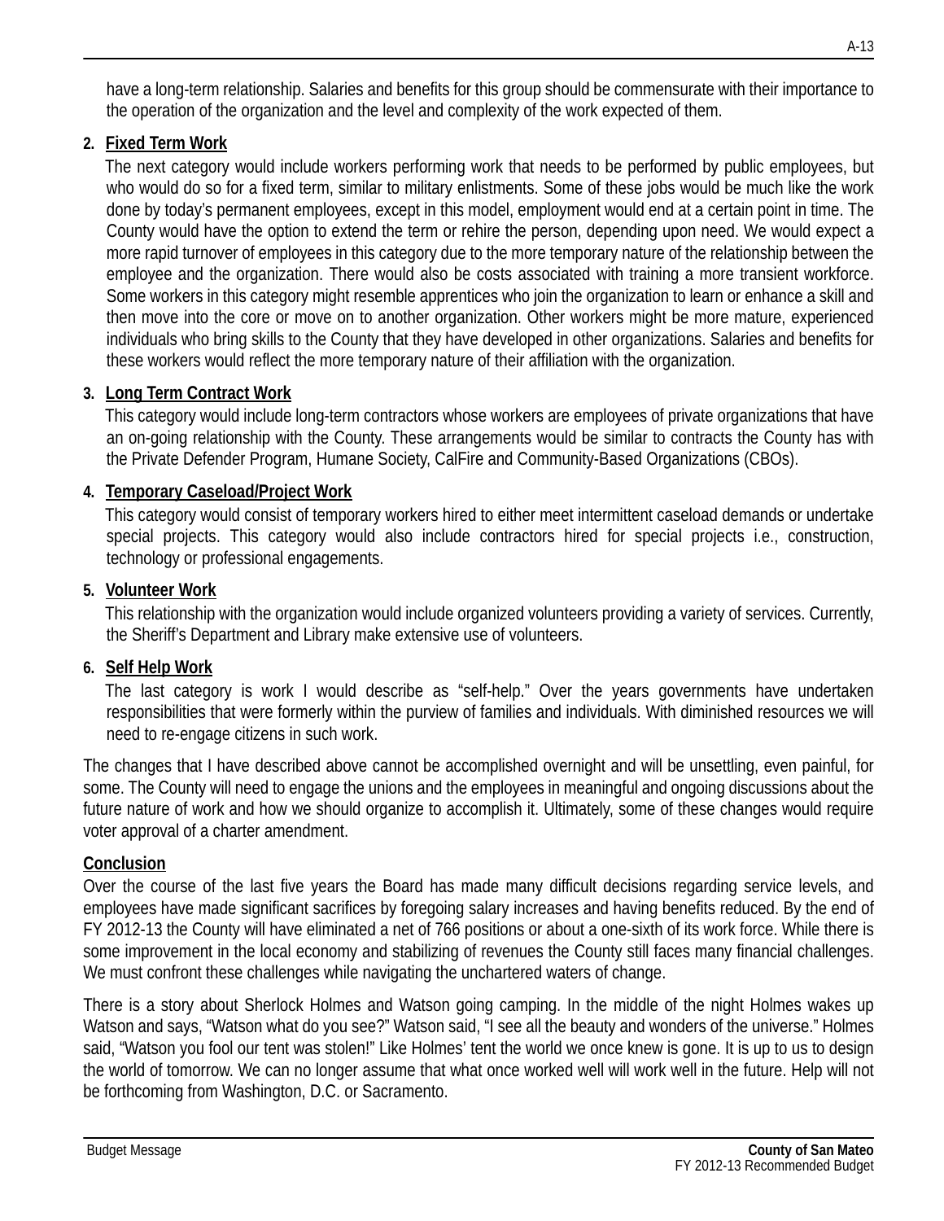have a long-term relationship. Salaries and benefits for this group should be commensurate with their importance to the operation of the organization and the level and complexity of the work expected of them.

2. **Fixed Term Work**

   The next category would include workers performing work that needs to be performed by public employees, but who would do so for a fixed term, similar to military enlistments. Some of these jobs would be much like the work done by today's permanent employees, except in this model, employment would end at a certain point in time. The County would have the option to extend the term or rehire the person, depending upon need. We would expect a more rapid turnover of employees in this category due to the more temporary nature of the relationship between the employee and the organization. There would also be costs associated with training a more transient workforce. Some workers in this category might resemble apprentices who join the organization to learn or enhance a skill and then move into the core or move on to another organization. Other workers might be more mature, experienced individuals who bring skills to the County that they have developed in other organizations. Salaries and benefits for these workers would reflect the more temporary nature of their affiliation with the organization.

3. **Long Term Contract Work**

   This category would include long-term contractors whose workers are employees of private organizations that have an on-going relationship with the County. These arrangements would be similar to contracts the County has with the Private Defender Program, Humane Society, CalFire and Community-Based Organizations (CBOs).

4. **Temporary Caseload/Project Work**

   This category would consist of temporary workers hired to either meet intermittent caseload demands or undertake special projects. This category would also include contractors hired for special projects i.e., construction, technology or professional engagements.

5. **Volunteer Work**

   This relationship with the organization would include organized volunteers providing a variety of services. Currently, the Sheriff's Department and Library make extensive use of volunteers.

6. **Self Help Work**

   The last category is work I would describe as "self-help." Over the years governments have undertaken responsibilities that were formerly within the purview of families and individuals. With diminished resources we will need to re-engage citizens in such work.

The changes that I have described above cannot be accomplished overnight and will be unsettling, even painful, for some. The County will need to engage the unions and the employees in meaningful and ongoing discussions about the future nature of work and how we should organize to accomplish it. Ultimately, some of these changes would require voter approval of a charter amendment.

## Conclusion

Over the course of the last five years the Board has made many difficult decisions regarding service levels, and employees have made significant sacrifices by foregoing salary increases and having benefits reduced. By the end of FY 2012-13 the County will have eliminated a net of 766 positions or about a one-sixth of its work force. While there is some improvement in the local economy and stabilizing of revenues the County still faces many financial challenges. We must confront these challenges while navigating the unchartered waters of change.

There is a story about Sherlock Holmes and Watson going camping. In the middle of the night Holmes wakes up Watson and says, "Watson what do you see?" Watson said, "I see all the beauty and wonders of the universe." Holmes said, "Watson you fool our tent was stolen!" Like Holmes' tent the world we once knew is gone. It is up to us to design the world of tomorrow. We can no longer assume that what once worked well will work well in the future. Help will not be forthcoming from Washington, D.C. or Sacramento.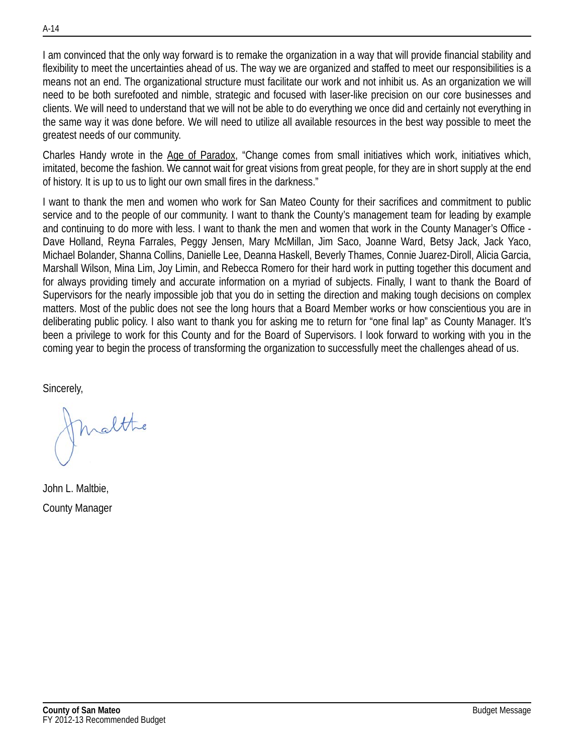I am convinced that the only way forward is to remake the organization in a way that will provide financial stability and flexibility to meet the uncertainties ahead of us. The way we are organized and staffed to meet our responsibilities is a means not an end. The organizational structure must facilitate our work and not inhibit us. As an organization we will need to be both surefooted and nimble, strategic and focused with laser-like precision on our core businesses and clients. We will need to understand that we will not be able to do everything we once did and certainly not everything in the same way it was done before. We will need to utilize all available resources in the best way possible to meet the greatest needs of our community.

Charles Handy wrote in the Age of Paradox, "Change comes from small initiatives which work, initiatives which, imitated, become the fashion. We cannot wait for great visions from great people, for they are in short supply at the end of history. It is up to us to light our own small fires in the darkness."

I want to thank the men and women who work for San Mateo County for their sacrifices and commitment to public service and to the people of our community. I want to thank the County's management team for leading by example and continuing to do more with less. I want to thank the men and women that work in the County Manager's Office - Dave Holland, Reyna Farrales, Peggy Jensen, Mary McMillan, Jim Saco, Joanne Ward, Betsy Jack, Jack Yaco, Michael Bolander, Shanna Collins, Danielle Lee, Deanna Haskell, Beverly Thames, Connie Juarez-Diroll, Alicia Garcia, Marshall Wilson, Mina Lim, Joy Limin, and Rebecca Romero for their hard work in putting together this document and for always providing timely and accurate information on a myriad of subjects. Finally, I want to thank the Board of Supervisors for the nearly impossible job that you do in setting the direction and making tough decisions on complex matters. Most of the public does not see the long hours that a Board Member works or how conscientious you are in deliberating public policy. I also want to thank you for asking me to return for "one final lap" as County Manager. It's been a privilege to work for this County and for the Board of Supervisors. I look forward to working with you in the coming year to begin the process of transforming the organization to successfully meet the challenges ahead of us.

Sincerely,

John L. Maltbie,

County Manager